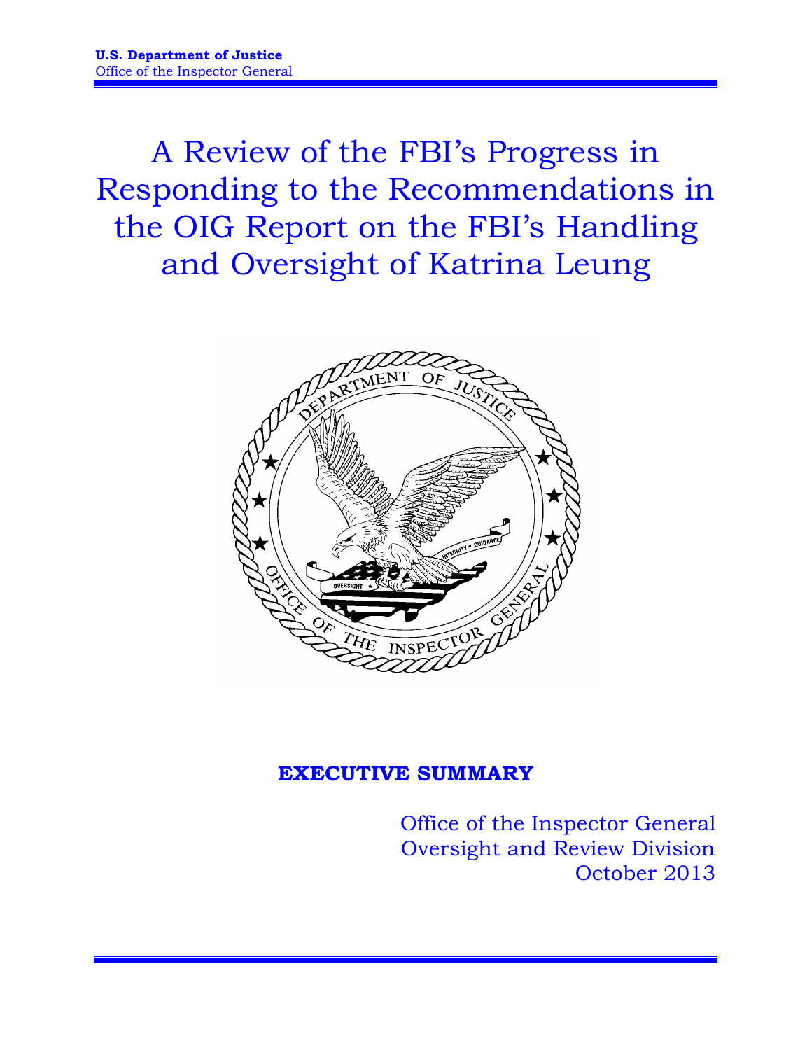**U.S. Department of Justice**
Office of the Inspector General

# A Review of the FBI's Progress in Responding to the Recommendations in the OIG Report on the FBI's Handling and Oversight of Katrina Leung

**EXECUTIVE SUMMARY**

Office of the Inspector General
Oversight and Review Division
October 2013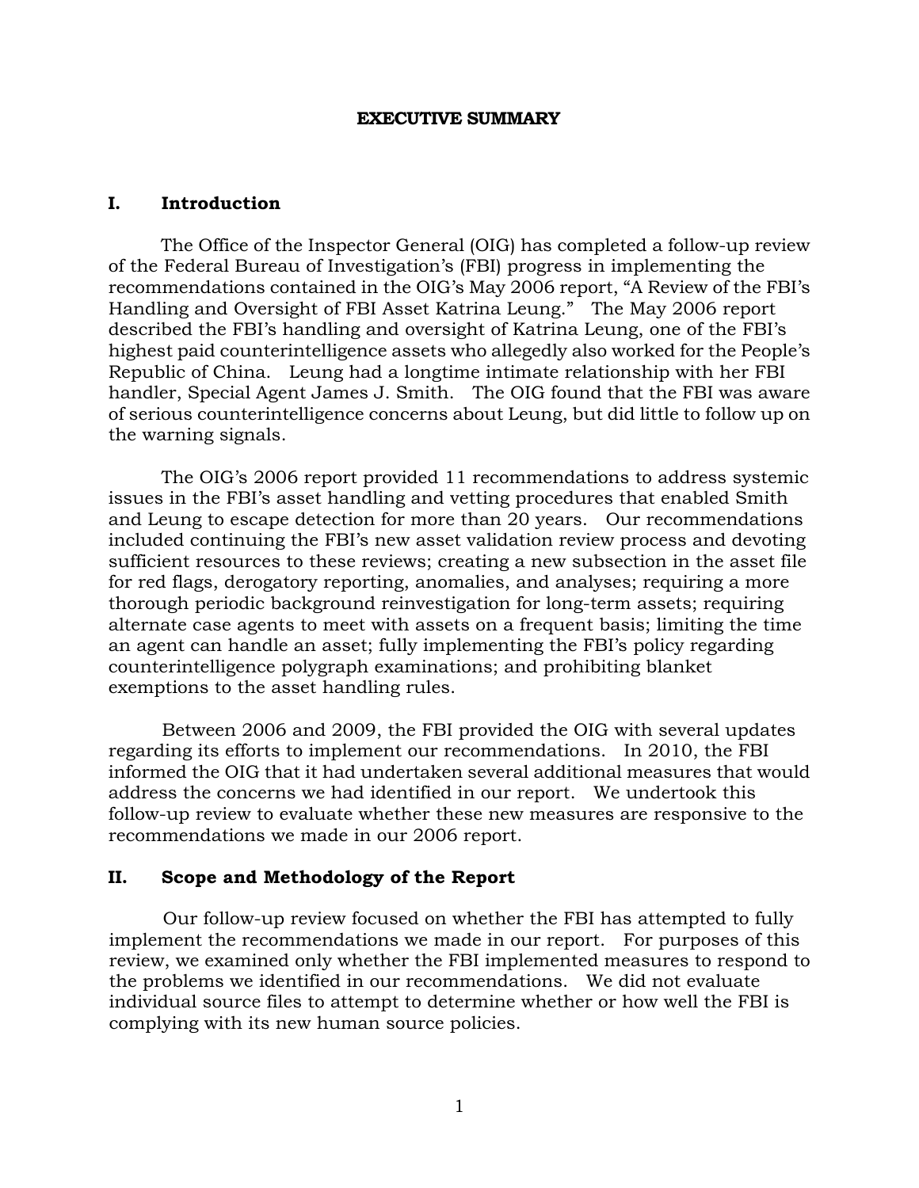# EXECUTIVE SUMMARY

## I. Introduction

The Office of the Inspector General (OIG) has completed a follow-up review of the Federal Bureau of Investigation's (FBI) progress in implementing the recommendations contained in the OIG's May 2006 report, "A Review of the FBI's Handling and Oversight of FBI Asset Katrina Leung." The May 2006 report described the FBI's handling and oversight of Katrina Leung, one of the FBI's highest paid counterintelligence assets who allegedly also worked for the People's Republic of China. Leung had a longtime intimate relationship with her FBI handler, Special Agent James J. Smith. The OIG found that the FBI was aware of serious counterintelligence concerns about Leung, but did little to follow up on the warning signals.

The OIG's 2006 report provided 11 recommendations to address systemic issues in the FBI's asset handling and vetting procedures that enabled Smith and Leung to escape detection for more than 20 years. Our recommendations included continuing the FBI's new asset validation review process and devoting sufficient resources to these reviews; creating a new subsection in the asset file for red flags, derogatory reporting, anomalies, and analyses; requiring a more thorough periodic background reinvestigation for long-term assets; requiring alternate case agents to meet with assets on a frequent basis; limiting the time an agent can handle an asset; fully implementing the FBI's policy regarding counterintelligence polygraph examinations; and prohibiting blanket exemptions to the asset handling rules.

Between 2006 and 2009, the FBI provided the OIG with several updates regarding its efforts to implement our recommendations. In 2010, the FBI informed the OIG that it had undertaken several additional measures that would address the concerns we had identified in our report. We undertook this follow-up review to evaluate whether these new measures are responsive to the recommendations we made in our 2006 report.

## II. Scope and Methodology of the Report

Our follow-up review focused on whether the FBI has attempted to fully implement the recommendations we made in our report. For purposes of this review, we examined only whether the FBI implemented measures to respond to the problems we identified in our recommendations. We did not evaluate individual source files to attempt to determine whether or how well the FBI is complying with its new human source policies.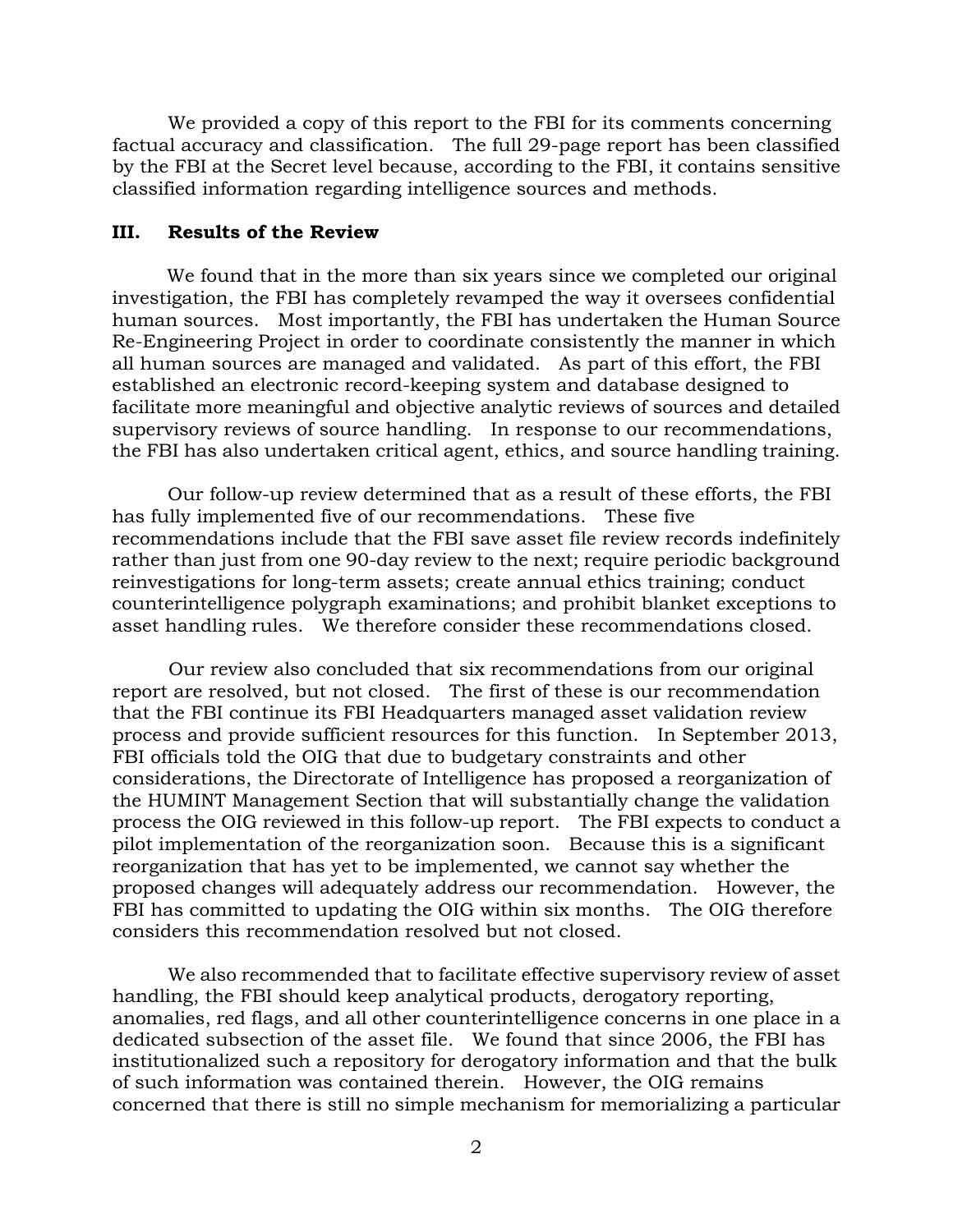We provided a copy of this report to the FBI for its comments concerning factual accuracy and classification. The full 29-page report has been classified by the FBI at the Secret level because, according to the FBI, it contains sensitive classified information regarding intelligence sources and methods.

## III. Results of the Review

We found that in the more than six years since we completed our original investigation, the FBI has completely revamped the way it oversees confidential human sources. Most importantly, the FBI has undertaken the Human Source Re-Engineering Project in order to coordinate consistently the manner in which all human sources are managed and validated. As part of this effort, the FBI established an electronic record-keeping system and database designed to facilitate more meaningful and objective analytic reviews of sources and detailed supervisory reviews of source handling. In response to our recommendations, the FBI has also undertaken critical agent, ethics, and source handling training.

Our follow-up review determined that as a result of these efforts, the FBI has fully implemented five of our recommendations. These five recommendations include that the FBI save asset file review records indefinitely rather than just from one 90-day review to the next; require periodic background reinvestigations for long-term assets; create annual ethics training; conduct counterintelligence polygraph examinations; and prohibit blanket exceptions to asset handling rules. We therefore consider these recommendations closed.

Our review also concluded that six recommendations from our original report are resolved, but not closed. The first of these is our recommendation that the FBI continue its FBI Headquarters managed asset validation review process and provide sufficient resources for this function. In September 2013, FBI officials told the OIG that due to budgetary constraints and other considerations, the Directorate of Intelligence has proposed a reorganization of the HUMINT Management Section that will substantially change the validation process the OIG reviewed in this follow-up report. The FBI expects to conduct a pilot implementation of the reorganization soon. Because this is a significant reorganization that has yet to be implemented, we cannot say whether the proposed changes will adequately address our recommendation. However, the FBI has committed to updating the OIG within six months. The OIG therefore considers this recommendation resolved but not closed.

We also recommended that to facilitate effective supervisory review of asset handling, the FBI should keep analytical products, derogatory reporting, anomalies, red flags, and all other counterintelligence concerns in one place in a dedicated subsection of the asset file. We found that since 2006, the FBI has institutionalized such a repository for derogatory information and that the bulk of such information was contained therein. However, the OIG remains concerned that there is still no simple mechanism for memorializing a particular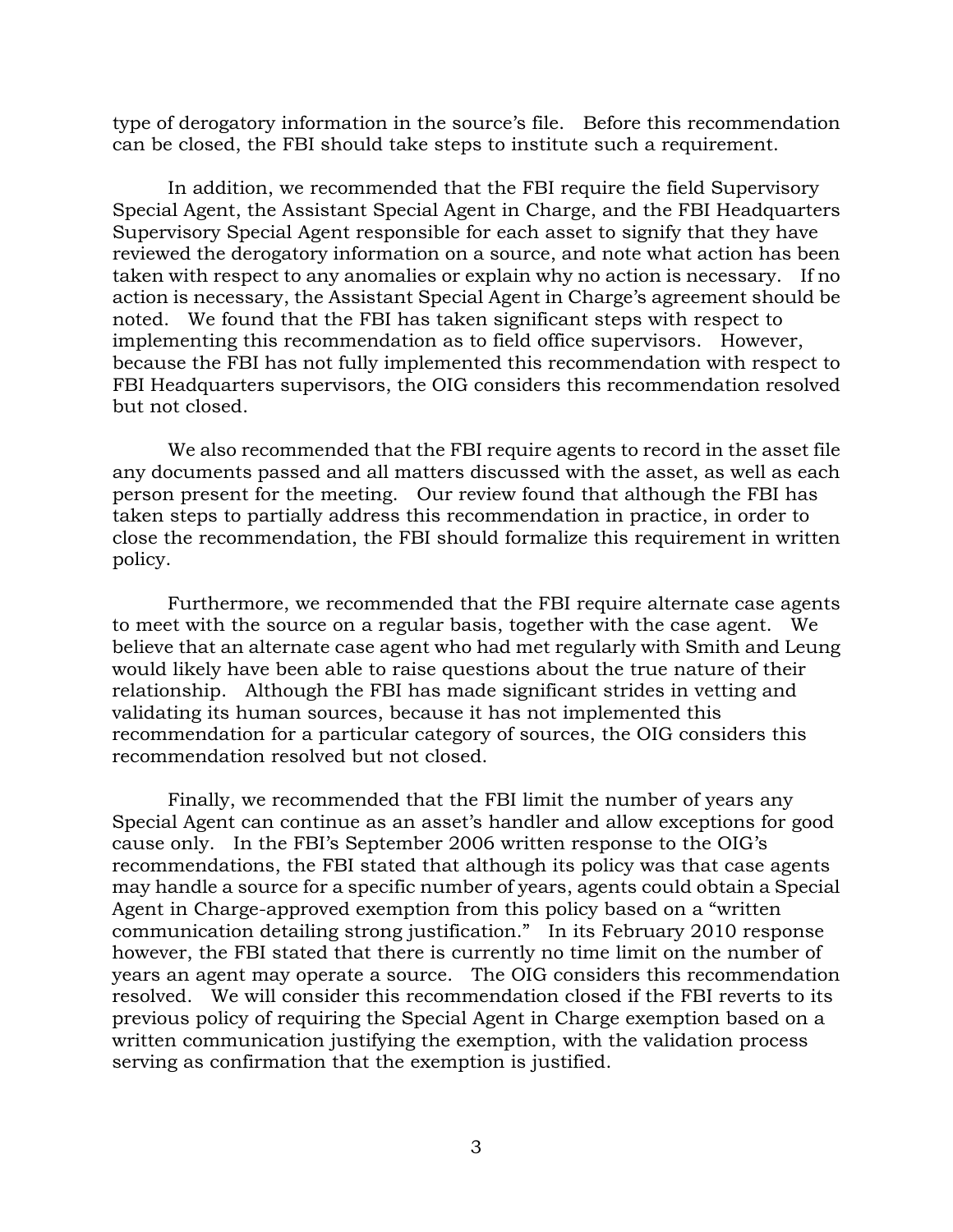type of derogatory information in the source's file. Before this recommendation can be closed, the FBI should take steps to institute such a requirement.

In addition, we recommended that the FBI require the field Supervisory Special Agent, the Assistant Special Agent in Charge, and the FBI Headquarters Supervisory Special Agent responsible for each asset to signify that they have reviewed the derogatory information on a source, and note what action has been taken with respect to any anomalies or explain why no action is necessary. If no action is necessary, the Assistant Special Agent in Charge's agreement should be noted. We found that the FBI has taken significant steps with respect to implementing this recommendation as to field office supervisors. However, because the FBI has not fully implemented this recommendation with respect to FBI Headquarters supervisors, the OIG considers this recommendation resolved but not closed.

We also recommended that the FBI require agents to record in the asset file any documents passed and all matters discussed with the asset, as well as each person present for the meeting. Our review found that although the FBI has taken steps to partially address this recommendation in practice, in order to close the recommendation, the FBI should formalize this requirement in written policy.

Furthermore, we recommended that the FBI require alternate case agents to meet with the source on a regular basis, together with the case agent. We believe that an alternate case agent who had met regularly with Smith and Leung would likely have been able to raise questions about the true nature of their relationship. Although the FBI has made significant strides in vetting and validating its human sources, because it has not implemented this recommendation for a particular category of sources, the OIG considers this recommendation resolved but not closed.

Finally, we recommended that the FBI limit the number of years any Special Agent can continue as an asset's handler and allow exceptions for good cause only. In the FBI's September 2006 written response to the OIG's recommendations, the FBI stated that although its policy was that case agents may handle a source for a specific number of years, agents could obtain a Special Agent in Charge-approved exemption from this policy based on a "written communication detailing strong justification." In its February 2010 response however, the FBI stated that there is currently no time limit on the number of years an agent may operate a source. The OIG considers this recommendation resolved. We will consider this recommendation closed if the FBI reverts to its previous policy of requiring the Special Agent in Charge exemption based on a written communication justifying the exemption, with the validation process serving as confirmation that the exemption is justified.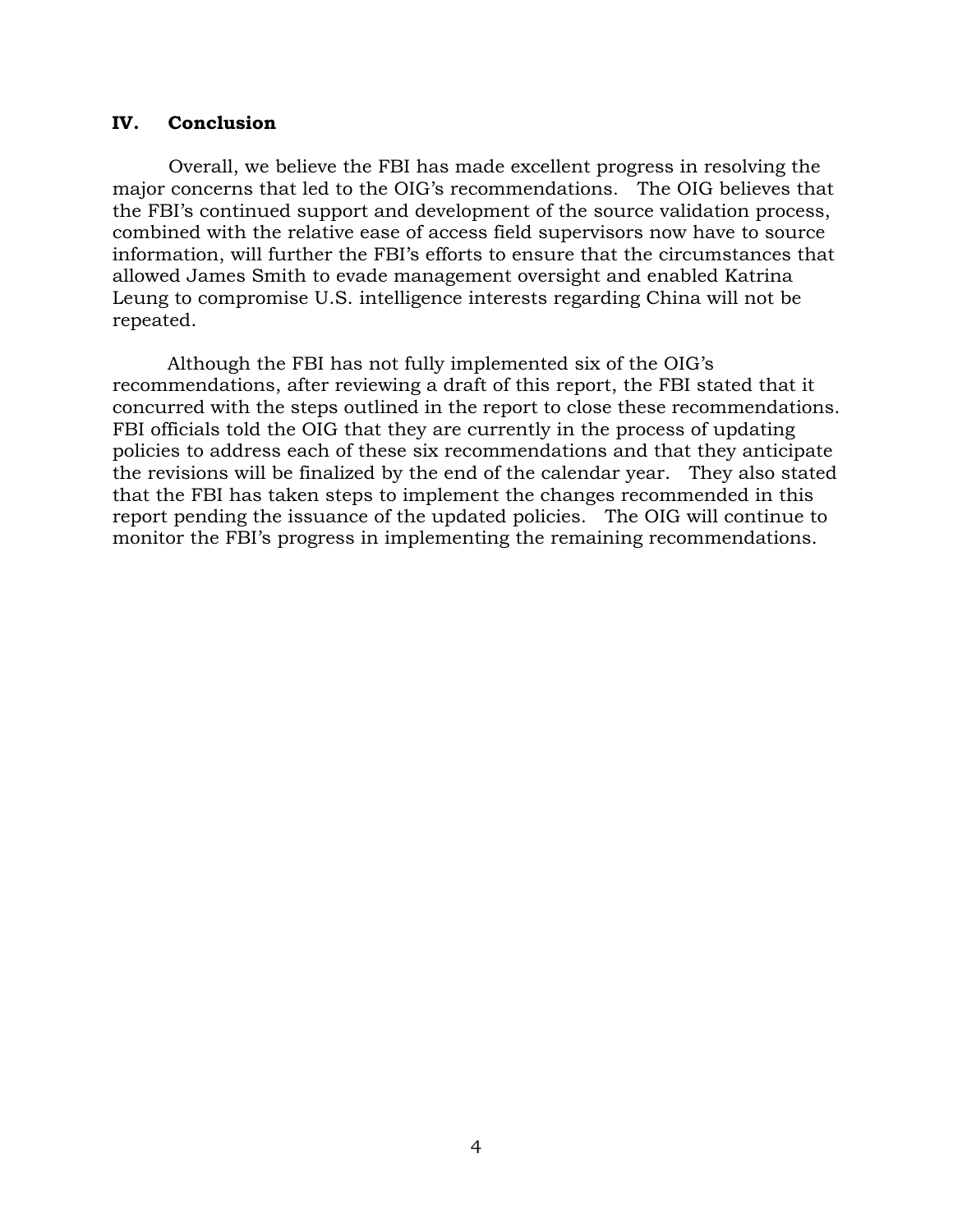## IV. Conclusion

Overall, we believe the FBI has made excellent progress in resolving the major concerns that led to the OIG's recommendations. The OIG believes that the FBI's continued support and development of the source validation process, combined with the relative ease of access field supervisors now have to source information, will further the FBI's efforts to ensure that the circumstances that allowed James Smith to evade management oversight and enabled Katrina Leung to compromise U.S. intelligence interests regarding China will not be repeated.

Although the FBI has not fully implemented six of the OIG's recommendations, after reviewing a draft of this report, the FBI stated that it concurred with the steps outlined in the report to close these recommendations. FBI officials told the OIG that they are currently in the process of updating policies to address each of these six recommendations and that they anticipate the revisions will be finalized by the end of the calendar year. They also stated that the FBI has taken steps to implement the changes recommended in this report pending the issuance of the updated policies. The OIG will continue to monitor the FBI's progress in implementing the remaining recommendations.